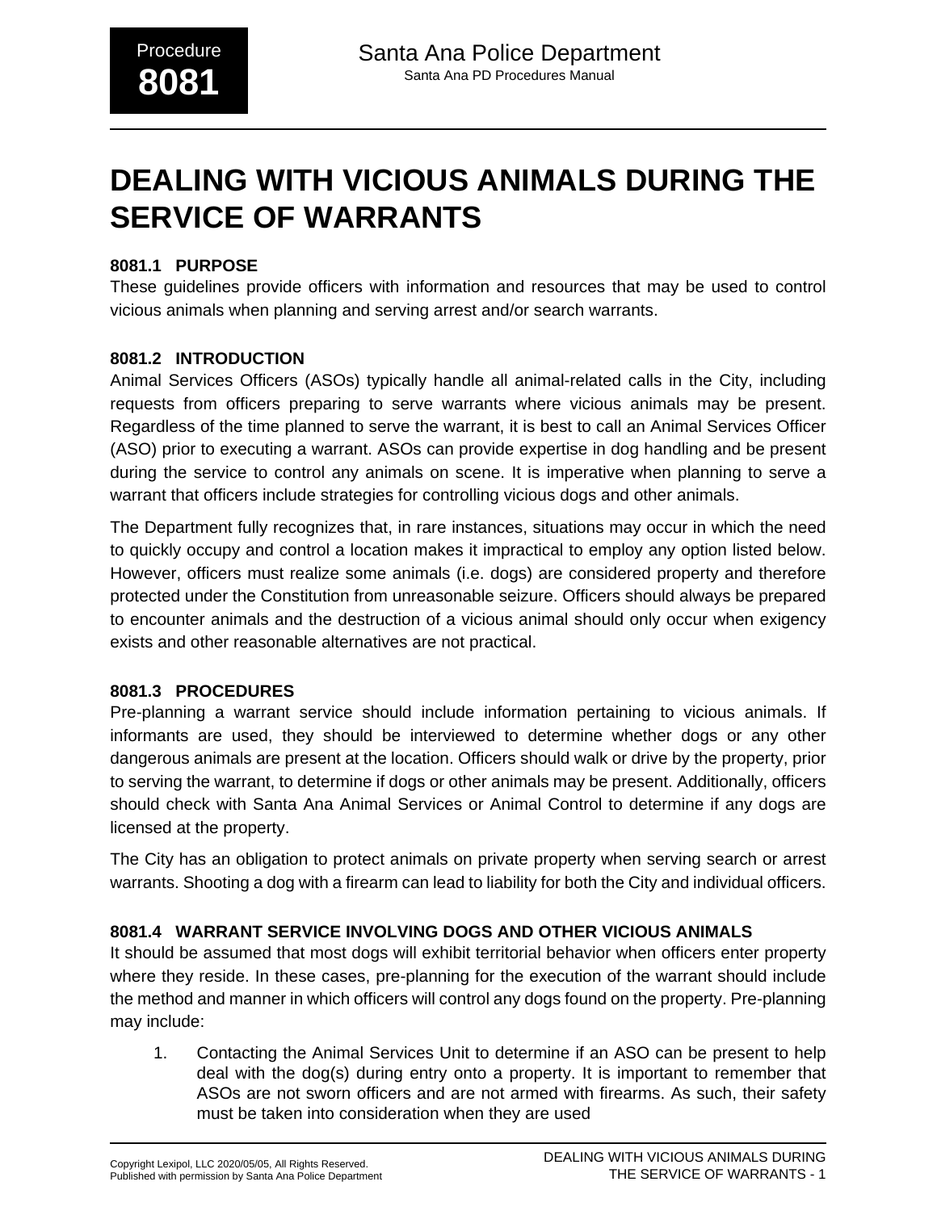# DEALING WITH VICIOUS ANIMALS DURING THE SERVICE OF WARRANTS

## 8081.1 PURPOSE

These guidelines provide officers with information and resources that may be used to control vicious animals when planning and serving arrest and/or search warrants.

## 8081.2 INTRODUCTION

Animal Services Officers (ASOs) typically handle all animal-related calls in the City, including requests from officers preparing to serve warrants where vicious animals may be present. Regardless of the time planned to serve the warrant, it is best to call an Animal Services Officer (ASO) prior to executing a warrant. ASOs can provide expertise in dog handling and be present during the service to control any animals on scene. It is imperative when planning to serve a warrant that officers include strategies for controlling vicious dogs and other animals.

The Department fully recognizes that, in rare instances, situations may occur in which the need to quickly occupy and control a location makes it impractical to employ any option listed below. However, officers must realize some animals (i.e. dogs) are considered property and therefore protected under the Constitution from unreasonable seizure. Officers should always be prepared to encounter animals and the destruction of a vicious animal should only occur when exigency exists and other reasonable alternatives are not practical.

## 8081.3 PROCEDURES

Pre-planning a warrant service should include information pertaining to vicious animals. If informants are used, they should be interviewed to determine whether dogs or any other dangerous animals are present at the location. Officers should walk or drive by the property, prior to serving the warrant, to determine if dogs or other animals may be present. Additionally, officers should check with Santa Ana Animal Services or Animal Control to determine if any dogs are licensed at the property.

The City has an obligation to protect animals on private property when serving search or arrest warrants. Shooting a dog with a firearm can lead to liability for both the City and individual officers.

## 8081.4 WARRANT SERVICE INVOLVING DOGS AND OTHER VICIOUS ANIMALS

It should be assumed that most dogs will exhibit territorial behavior when officers enter property where they reside. In these cases, pre-planning for the execution of the warrant should include the method and manner in which officers will control any dogs found on the property. Pre-planning may include:

1. Contacting the Animal Services Unit to determine if an ASO can be present to help deal with the dog(s) during entry onto a property. It is important to remember that ASOs are not sworn officers and are not armed with firearms. As such, their safety must be taken into consideration when they are used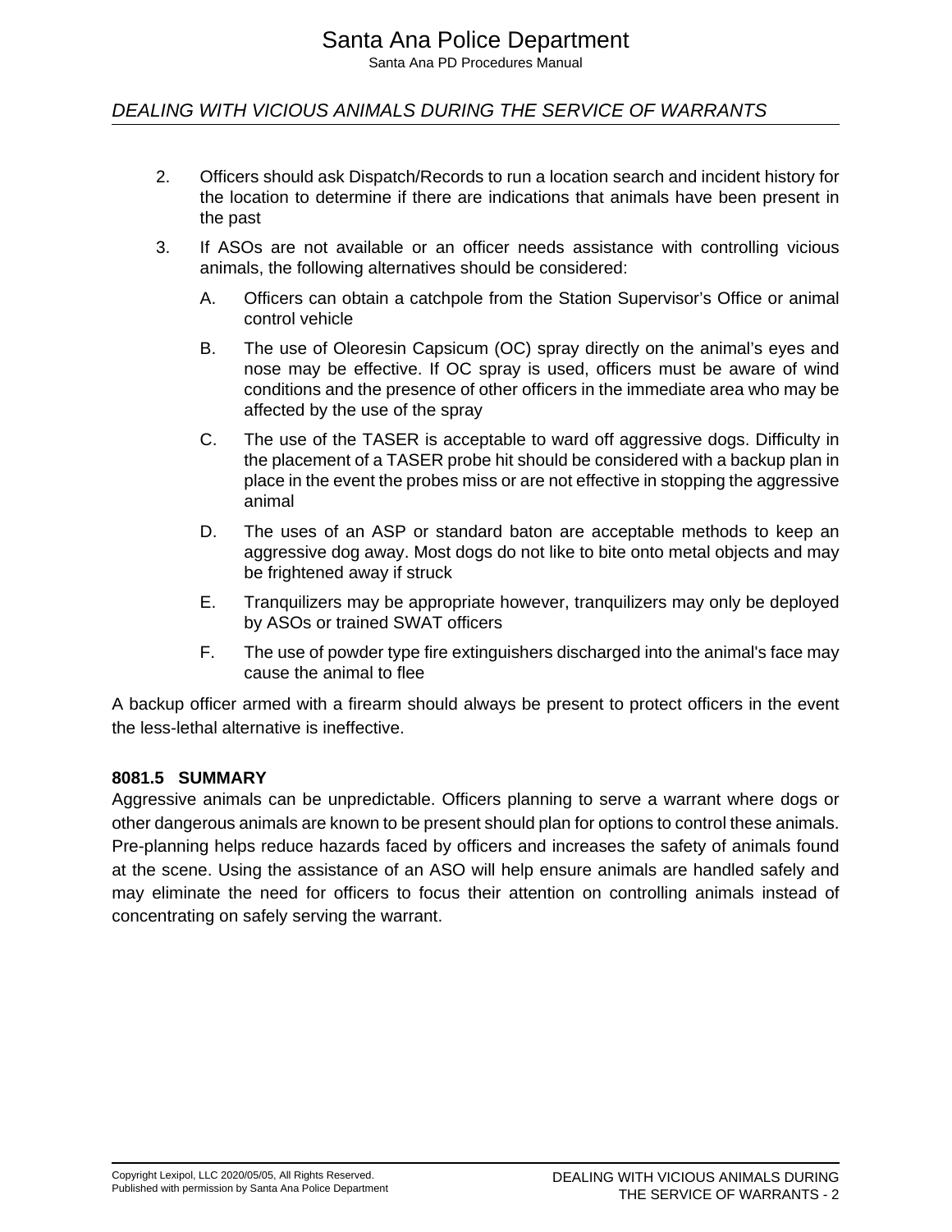2. Officers should ask Dispatch/Records to run a location search and incident history for the location to determine if there are indications that animals have been present in the past

3. If ASOs are not available or an officer needs assistance with controlling vicious animals, the following alternatives should be considered:

   A. Officers can obtain a catchpole from the Station Supervisor's Office or animal control vehicle

   B. The use of Oleoresin Capsicum (OC) spray directly on the animal's eyes and nose may be effective. If OC spray is used, officers must be aware of wind conditions and the presence of other officers in the immediate area who may be affected by the use of the spray

   C. The use of the TASER is acceptable to ward off aggressive dogs. Difficulty in the placement of a TASER probe hit should be considered with a backup plan in place in the event the probes miss or are not effective in stopping the aggressive animal

   D. The uses of an ASP or standard baton are acceptable methods to keep an aggressive dog away. Most dogs do not like to bite onto metal objects and may be frightened away if struck

   E. Tranquilizers may be appropriate however, tranquilizers may only be deployed by ASOs or trained SWAT officers

   F. The use of powder type fire extinguishers discharged into the animal's face may cause the animal to flee

A backup officer armed with a firearm should always be present to protect officers in the event the less-lethal alternative is ineffective.

**8081.5 SUMMARY**

Aggressive animals can be unpredictable. Officers planning to serve a warrant where dogs or other dangerous animals are known to be present should plan for options to control these animals. Pre-planning helps reduce hazards faced by officers and increases the safety of animals found at the scene. Using the assistance of an ASO will help ensure animals are handled safely and may eliminate the need for officers to focus their attention on controlling animals instead of concentrating on safely serving the warrant.